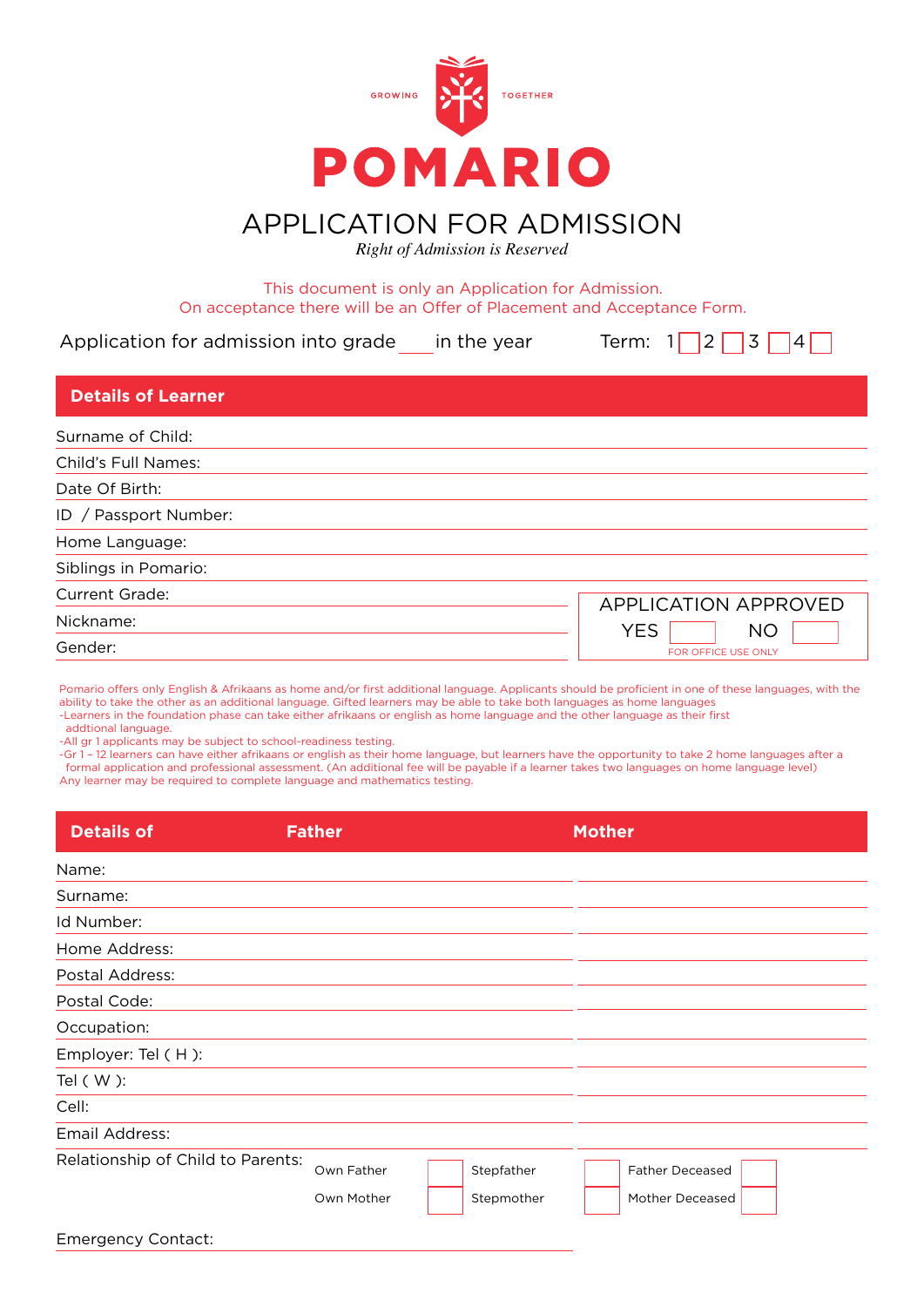GROWING TOGETHER

# POMARIO

## APPLICATION FOR ADMISSION

*Right of Admission is Reserved*

This document is only an Application for Admission.
On acceptance there will be an Offer of Placement and Acceptance Form.

Application for admission into grade ___ in the year          Term: 1 ☐ 2 ☐ 3 ☐ 4 ☐

## Details of Learner

Surname of Child:

Child's Full Names:

Date Of Birth:

ID / Passport Number:

Home Language:

Siblings in Pomario:

Current Grade:

Nickname:

Gender:

| APPLICATION APPROVED | |
|---|---|
| YES ☐ | NO ☐ |

FOR OFFICE USE ONLY

Pomario offers only English & Afrikaans as home and/or first additional language. Applicants should be proficient in one of these languages, with the ability to take the other as an additional language. Gifted learners may be able to take both languages as home languages
-Learners in the foundation phase can take either afrikaans or english as home language and the other language as their first addtional language.
-All gr 1 applicants may be subject to school-readiness testing.
-Gr 1 – 12 learners can have either afrikaans or english as their home language, but learners have the opportunity to take 2 home languages after a formal application and professional assessment. (An additional fee will be payable if a learner takes two languages on home language level)
Any learner may be required to complete language and mathematics testing.

| Details of | Father | Mother |
|---|---|---|
| Name: | | |
| Surname: | | |
| Id Number: | | |
| Home Address: | | |
| Postal Address: | | |
| Postal Code: | | |
| Occupation: | | |
| Employer: Tel ( H ): | | |
| Tel ( W ): | | |
| Cell: | | |
| Email Address: | | |

Relationship of Child to Parents:

| | | |
|---|---|---|
| Own Father ☐ | Stepfather ☐ | Father Deceased ☐ |
| Own Mother ☐ | Stepmother ☐ | Mother Deceased ☐ |

Emergency Contact: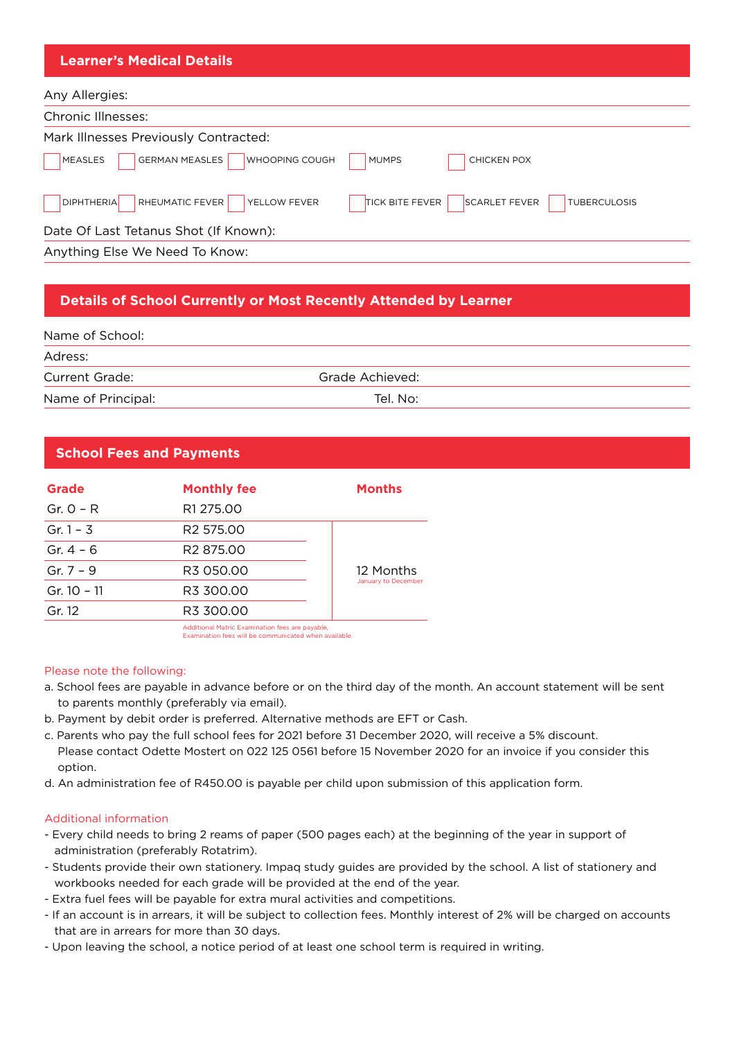## Learner's Medical Details

Any Allergies:

Chronic Illnesses:

Mark Illnesses Previously Contracted:

☐ MEASLES ☐ GERMAN MEASLES ☐ WHOOPING COUGH ☐ MUMPS ☐ CHICKEN POX

☐ DIPHTHERIA ☐ RHEUMATIC FEVER ☐ YELLOW FEVER ☐ TICK BITE FEVER ☐ SCARLET FEVER ☐ TUBERCULOSIS

Date Of Last Tetanus Shot (If Known):

Anything Else We Need To Know:

## Details of School Currently or Most Recently Attended by Learner

Name of School:

Adress:

Current Grade: Grade Achieved:

Name of Principal: Tel. No:

## School Fees and Payments

| Grade | Monthly fee | Months |
|---|---|---|
| Gr. 0 – R | R1 275.00 | |
| Gr. 1 – 3 | R2 575.00 | 12 Months<br>January to December |
| Gr. 4 – 6 | R2 875.00 | |
| Gr. 7 – 9 | R3 050.00 | |
| Gr. 10 – 11 | R3 300.00 | |
| Gr. 12 | R3 300.00 | |

Additional Matric Examination fees are payable,
Examination fees will be communicated when available.

Please note the following:

a. School fees are payable in advance before or on the third day of the month. An account statement will be sent to parents monthly (preferably via email).
b. Payment by debit order is preferred. Alternative methods are EFT or Cash.
c. Parents who pay the full school fees for 2021 before 31 December 2020, will receive a 5% discount. Please contact Odette Mostert on 022 125 0561 before 15 November 2020 for an invoice if you consider this option.
d. An administration fee of R450.00 is payable per child upon submission of this application form.

Additional information

- Every child needs to bring 2 reams of paper (500 pages each) at the beginning of the year in support of administration (preferably Rotatrim).
- Students provide their own stationery. Impaq study guides are provided by the school. A list of stationery and workbooks needed for each grade will be provided at the end of the year.
- Extra fuel fees will be payable for extra mural activities and competitions.
- If an account is in arrears, it will be subject to collection fees. Monthly interest of 2% will be charged on accounts that are in arrears for more than 30 days.
- Upon leaving the school, a notice period of at least one school term is required in writing.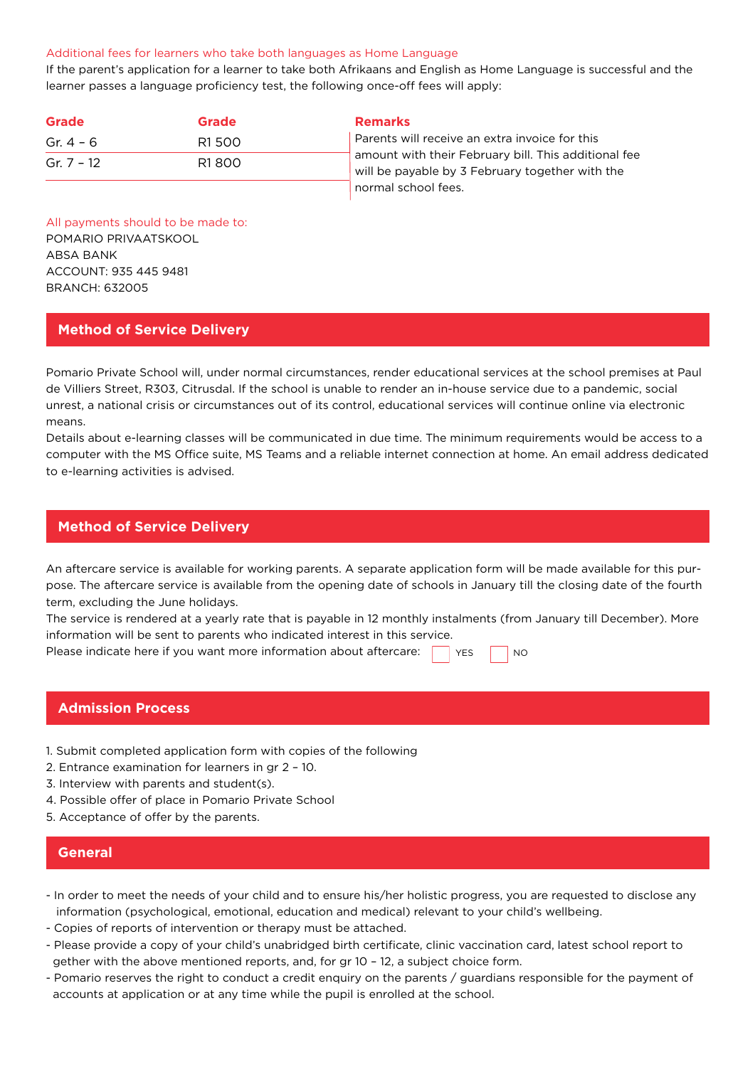Additional fees for learners who take both languages as Home Language

If the parent's application for a learner to take both Afrikaans and English as Home Language is successful and the learner passes a language proficiency test, the following once-off fees will apply:

| Grade | Grade | Remarks |
|---|---|---|
| Gr. 4 – 6 | R1 500 | Parents will receive an extra invoice for this amount with their February bill. This additional fee will be payable by 3 February together with the normal school fees. |
| Gr. 7 – 12 | R1 800 | |

All payments should be made to:
POMARIO PRIVAATSKOOL
ABSA BANK
ACCOUNT: 935 445 9481
BRANCH: 632005

## Method of Service Delivery

Pomario Private School will, under normal circumstances, render educational services at the school premises at Paul de Villiers Street, R303, Citrusdal. If the school is unable to render an in-house service due to a pandemic, social unrest, a national crisis or circumstances out of its control, educational services will continue online via electronic means.

Details about e-learning classes will be communicated in due time. The minimum requirements would be access to a computer with the MS Office suite, MS Teams and a reliable internet connection at home. An email address dedicated to e-learning activities is advised.

## Method of Service Delivery

An aftercare service is available for working parents. A separate application form will be made available for this purpose. The aftercare service is available from the opening date of schools in January till the closing date of the fourth term, excluding the June holidays.

The service is rendered at a yearly rate that is payable in 12 monthly instalments (from January till December). More information will be sent to parents who indicated interest in this service.

Please indicate here if you want more information about aftercare: ☐ YES ☐ NO

## Admission Process

1. Submit completed application form with copies of the following
2. Entrance examination for learners in gr 2 – 10.
3. Interview with parents and student(s).
4. Possible offer of place in Pomario Private School
5. Acceptance of offer by the parents.

## General

- In order to meet the needs of your child and to ensure his/her holistic progress, you are requested to disclose any information (psychological, emotional, education and medical) relevant to your child's wellbeing.
- Copies of reports of intervention or therapy must be attached.
- Please provide a copy of your child's unabridged birth certificate, clinic vaccination card, latest school report together with the above mentioned reports, and, for gr 10 – 12, a subject choice form.
- Pomario reserves the right to conduct a credit enquiry on the parents / guardians responsible for the payment of accounts at application or at any time while the pupil is enrolled at the school.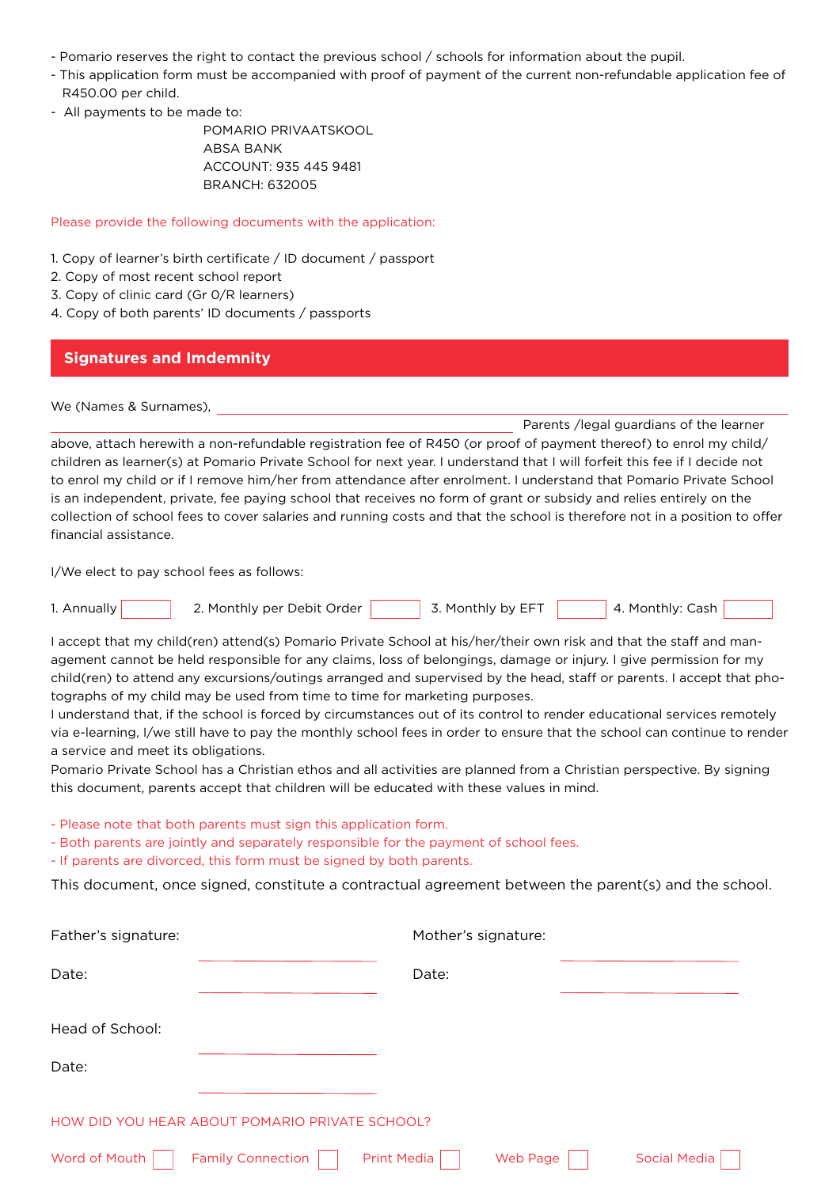- Pomario reserves the right to contact the previous school / schools for information about the pupil.
- This application form must be accompanied with proof of payment of the current non-refundable application fee of R450.00 per child.
- All payments to be made to:

  POMARIO PRIVAATSKOOL
  ABSA BANK
  ACCOUNT: 935 445 9481
  BRANCH: 632005

Please provide the following documents with the application:

1. Copy of learner's birth certificate / ID document / passport
2. Copy of most recent school report
3. Copy of clinic card (Gr 0/R learners)
4. Copy of both parents' ID documents / passports

## Signatures and Imdemnity

We (Names & Surnames), ______________________________________________ Parents /legal guardians of the learner above, attach herewith a non-refundable registration fee of R450 (or proof of payment thereof) to enrol my child/children as learner(s) at Pomario Private School for next year. I understand that I will forfeit this fee if I decide not to enrol my child or if I remove him/her from attendance after enrolment. I understand that Pomario Private School is an independent, private, fee paying school that receives no form of grant or subsidy and relies entirely on the collection of school fees to cover salaries and running costs and that the school is therefore not in a position to offer financial assistance.

I/We elect to pay school fees as follows:

1. Annually ☐ 2. Monthly per Debit Order ☐ 3. Monthly by EFT ☐ 4. Monthly: Cash ☐

I accept that my child(ren) attend(s) Pomario Private School at his/her/their own risk and that the staff and management cannot be held responsible for any claims, loss of belongings, damage or injury. I give permission for my child(ren) to attend any excursions/outings arranged and supervised by the head, staff or parents. I accept that photographs of my child may be used from time to time for marketing purposes.
I understand that, if the school is forced by circumstances out of its control to render educational services remotely via e-learning, I/we still have to pay the monthly school fees in order to ensure that the school can continue to render a service and meet its obligations.
Pomario Private School has a Christian ethos and all activities are planned from a Christian perspective. By signing this document, parents accept that children will be educated with these values in mind.

- Please note that both parents must sign this application form.
- Both parents are jointly and separately responsible for the payment of school fees.
- If parents are divorced, this form must be signed by both parents.

This document, once signed, constitute a contractual agreement between the parent(s) and the school.

Father's signature: ____________________ Mother's signature: ____________________

Date: ____________________ Date: ____________________

Head of School: ____________________

Date: ____________________

HOW DID YOU HEAR ABOUT POMARIO PRIVATE SCHOOL?

Word of Mouth ☐ Family Connection ☐ Print Media ☐ Web Page ☐ Social Media ☐